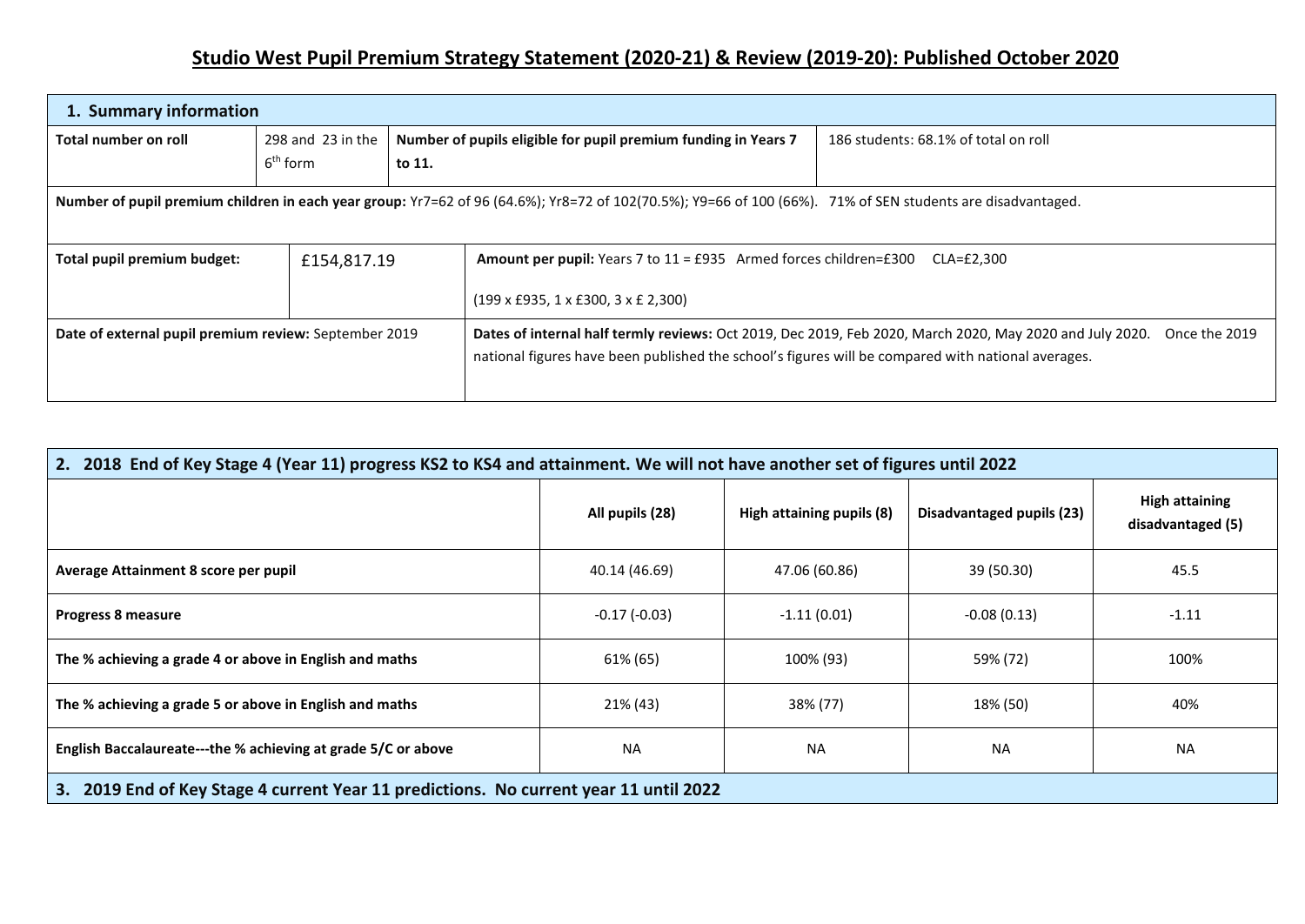# Studio West Pupil Premium Strategy Statement (2020-21) & Review (2019-20): Published October 2020

| 1. Summary information | | | |
|---|---|---|---|
| **Total number on roll** | 298 and 23 in the 6th form | **Number of pupils eligible for pupil premium funding in Years 7 to 11.** | 186 students: 68.1% of total on roll |
| **Number of pupil premium children in each year group:** Yr7=62 of 96 (64.6%); Yr8=72 of 102(70.5%); Y9=66 of 100 (66%). 71% of SEN students are disadvantaged. | | | |
| **Total pupil premium budget:** | £154,817.19 | **Amount per pupil:** Years 7 to 11 = £935 Armed forces children=£300 CLA=£2,300<br><br>(199 x £935, 1 x £300, 3 x £ 2,300) | |
| **Date of external pupil premium review:** September 2019 | | **Dates of internal half termly reviews:** Oct 2019, Dec 2019, Feb 2020, March 2020, May 2020 and July 2020. Once the 2019 national figures have been published the school's figures will be compared with national averages. | |

| 2. 2018 End of Key Stage 4 (Year 11) progress KS2 to KS4 and attainment. We will not have another set of figures until 2022 | | | | |
|---|---|---|---|---|
| | **All pupils (28)** | **High attaining pupils (8)** | **Disadvantaged pupils (23)** | **High attaining disadvantaged (5)** |
| **Average Attainment 8 score per pupil** | 40.14 (46.69) | 47.06 (60.86) | 39 (50.30) | 45.5 |
| **Progress 8 measure** | -0.17 (-0.03) | -1.11 (0.01) | -0.08 (0.13) | -1.11 |
| **The % achieving a grade 4 or above in English and maths** | 61% (65) | 100% (93) | 59% (72) | 100% |
| **The % achieving a grade 5 or above in English and maths** | 21% (43) | 38% (77) | 18% (50) | 40% |
| **English Baccalaureate---the % achieving at grade 5/C or above** | NA | NA | NA | NA |
| **3. 2019 End of Key Stage 4 current Year 11 predictions. No current year 11 until 2022** | | | | |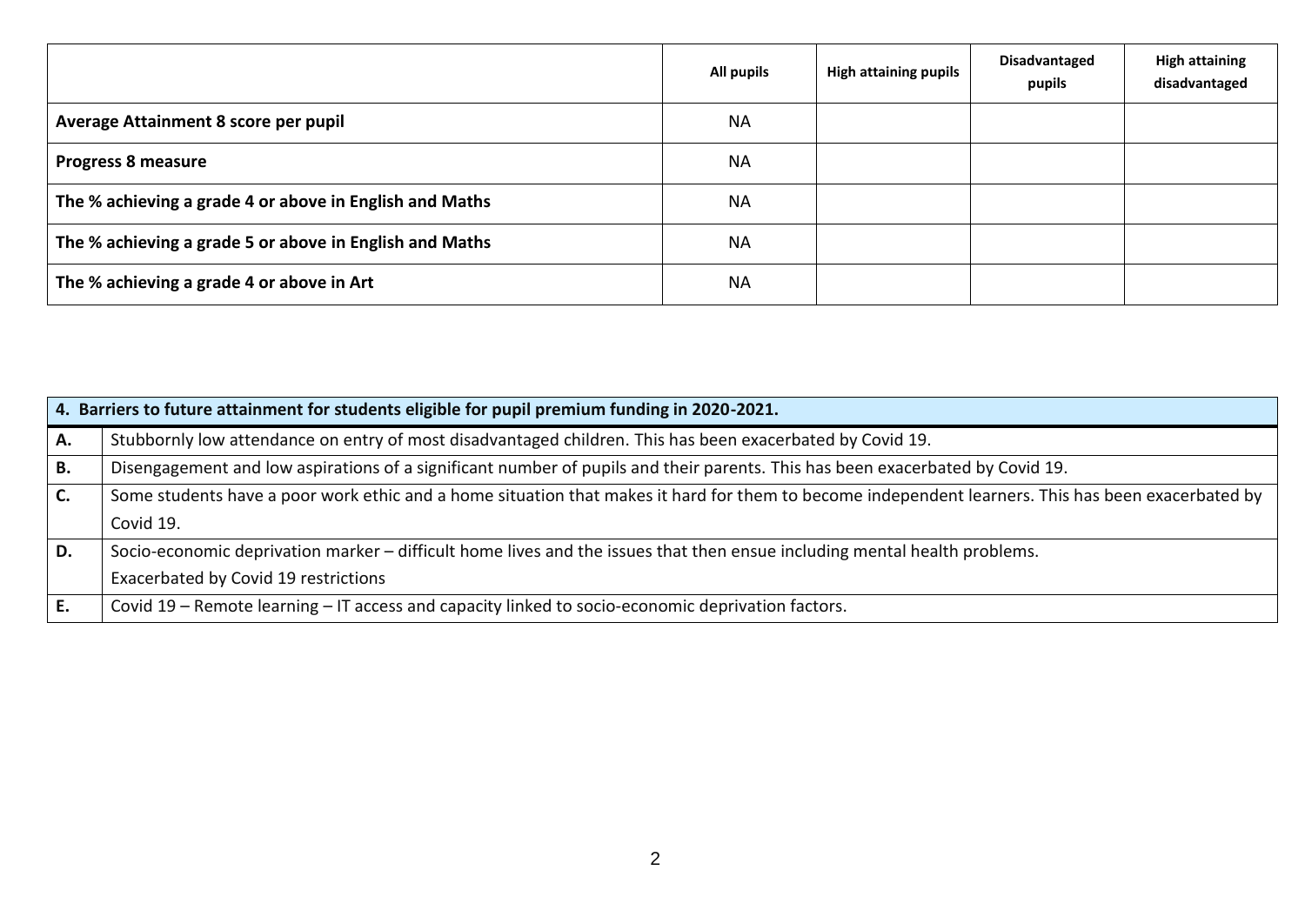| | All pupils | High attaining pupils | Disadvantaged pupils | High attaining disadvantaged |
|---|---|---|---|---|
| **Average Attainment 8 score per pupil** | NA | | | |
| **Progress 8 measure** | NA | | | |
| **The % achieving a grade 4 or above in English and Maths** | NA | | | |
| **The % achieving a grade 5 or above in English and Maths** | NA | | | |
| **The % achieving a grade 4 or above in Art** | NA | | | |

| **4. Barriers to future attainment for students eligible for pupil premium funding in 2020-2021.** | |
|---|---|
| **A.** | Stubbornly low attendance on entry of most disadvantaged children. This has been exacerbated by Covid 19. |
| **B.** | Disengagement and low aspirations of a significant number of pupils and their parents. This has been exacerbated by Covid 19. |
| **C.** | Some students have a poor work ethic and a home situation that makes it hard for them to become independent learners. This has been exacerbated by Covid 19. |
| **D.** | Socio-economic deprivation marker – difficult home lives and the issues that then ensue including mental health problems. Exacerbated by Covid 19 restrictions |
| **E.** | Covid 19 – Remote learning – IT access and capacity linked to socio-economic deprivation factors. |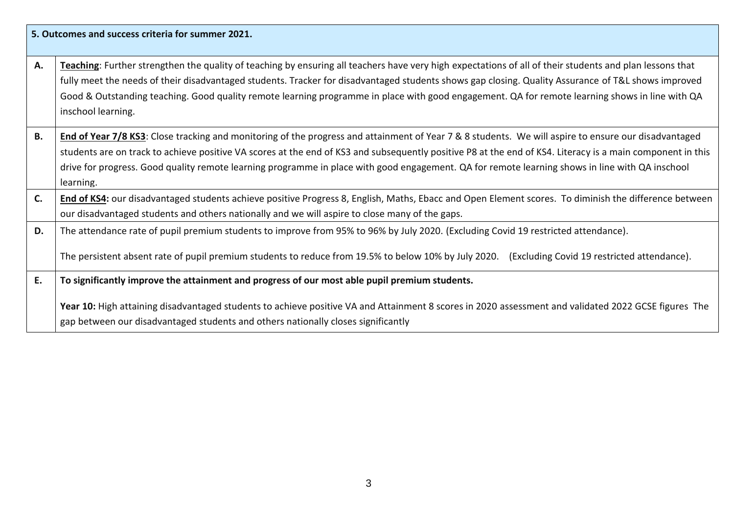| 5. Outcomes and success criteria for summer 2021. | |
|---|---|
| **A.** | **Teaching**: Further strengthen the quality of teaching by ensuring all teachers have very high expectations of all of their students and plan lessons that fully meet the needs of their disadvantaged students. Tracker for disadvantaged students shows gap closing. Quality Assurance of T&L shows improved Good & Outstanding teaching. Good quality remote learning programme in place with good engagement. QA for remote learning shows in line with QA inschool learning. |
| **B.** | **End of Year 7/8 KS3**: Close tracking and monitoring of the progress and attainment of Year 7 & 8 students. We will aspire to ensure our disadvantaged students are on track to achieve positive VA scores at the end of KS3 and subsequently positive P8 at the end of KS4. Literacy is a main component in this drive for progress. Good quality remote learning programme in place with good engagement. QA for remote learning shows in line with QA inschool learning. |
| **C.** | **End of KS4:** our disadvantaged students achieve positive Progress 8, English, Maths, Ebacc and Open Element scores. To diminish the difference between our disadvantaged students and others nationally and we will aspire to close many of the gaps. |
| **D.** | The attendance rate of pupil premium students to improve from 95% to 96% by July 2020. (Excluding Covid 19 restricted attendance).<br><br>The persistent absent rate of pupil premium students to reduce from 19.5% to below 10% by July 2020. (Excluding Covid 19 restricted attendance). |
| **E.** | **To significantly improve the attainment and progress of our most able pupil premium students.**<br><br>**Year 10:** High attaining disadvantaged students to achieve positive VA and Attainment 8 scores in 2020 assessment and validated 2022 GCSE figures The gap between our disadvantaged students and others nationally closes significantly |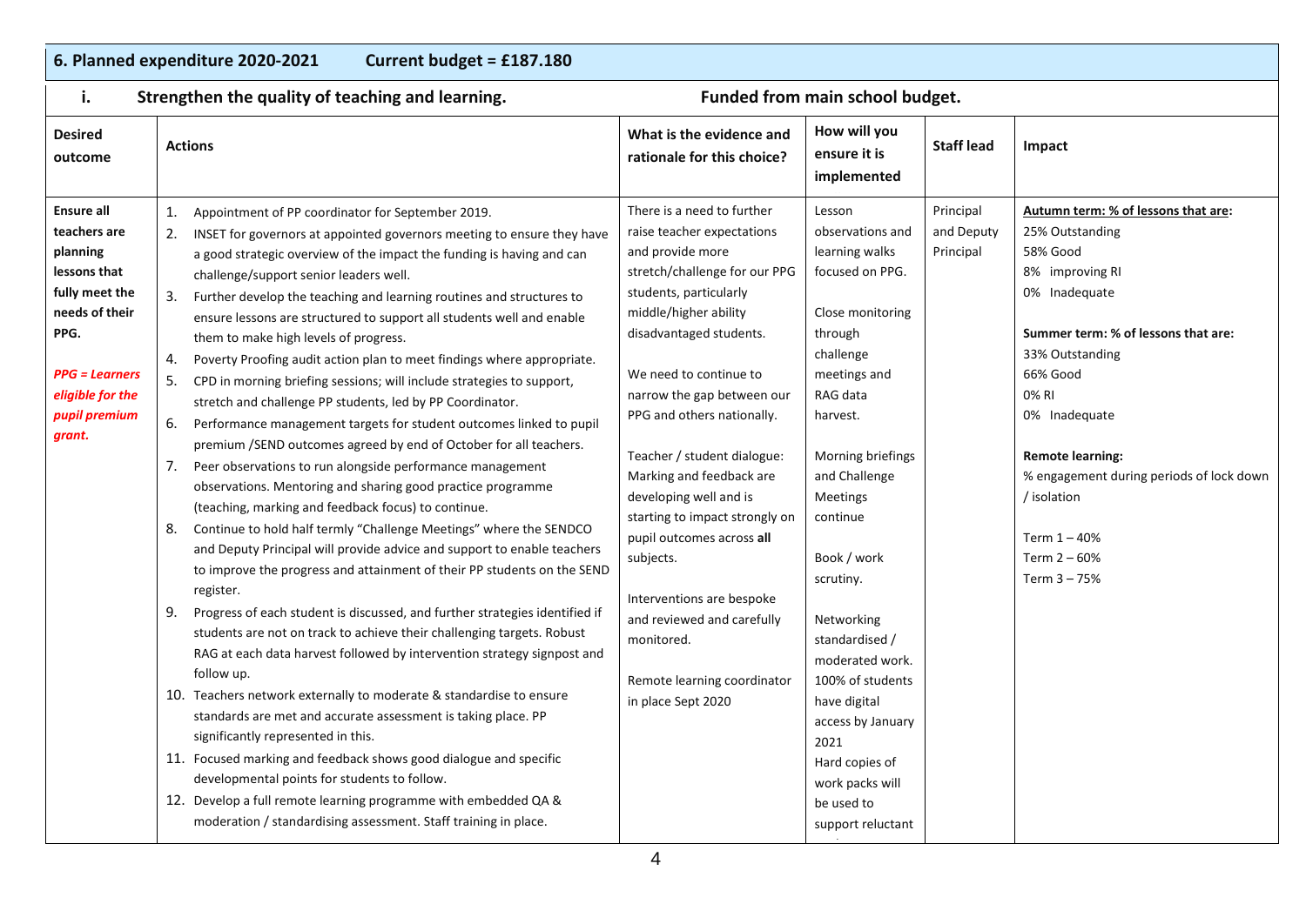## 6. Planned expenditure 2020-2021 Current budget = £187.180

### i. Strengthen the quality of teaching and learning. Funded from main school budget.

| Desired outcome | Actions | What is the evidence and rationale for this choice? | How will you ensure it is implemented | Staff lead | Impact |
|---|---|---|---|---|---|
| **Ensure all teachers are planning lessons that fully meet the needs of their PPG.**<br><br>***PPG = Learners eligible for the pupil premium grant.*** | 1. Appointment of PP coordinator for September 2019.<br>2. INSET for governors at appointed governors meeting to ensure they have a good strategic overview of the impact the funding is having and can challenge/support senior leaders well.<br>3. Further develop the teaching and learning routines and structures to ensure lessons are structured to support all students well and enable them to make high levels of progress.<br>4. Poverty Proofing audit action plan to meet findings where appropriate.<br>5. CPD in morning briefing sessions; will include strategies to support, stretch and challenge PP students, led by PP Coordinator.<br>6. Performance management targets for student outcomes linked to pupil premium /SEND outcomes agreed by end of October for all teachers.<br>7. Peer observations to run alongside performance management observations. Mentoring and sharing good practice programme (teaching, marking and feedback focus) to continue.<br>8. Continue to hold half termly "Challenge Meetings" where the SENDCO and Deputy Principal will provide advice and support to enable teachers to improve the progress and attainment of their PP students on the SEND register.<br>9. Progress of each student is discussed, and further strategies identified if students are not on track to achieve their challenging targets. Robust RAG at each data harvest followed by intervention strategy signpost and follow up.<br>10. Teachers network externally to moderate & standardise to ensure standards are met and accurate assessment is taking place. PP significantly represented in this.<br>11. Focused marking and feedback shows good dialogue and specific developmental points for students to follow.<br>12. Develop a full remote learning programme with embedded QA & moderation / standardising assessment. Staff training in place. | There is a need to further raise teacher expectations and provide more stretch/challenge for our PPG students, particularly middle/higher ability disadvantaged students.<br><br>We need to continue to narrow the gap between our PPG and others nationally.<br><br>Teacher / student dialogue: Marking and feedback are developing well and is starting to impact strongly on pupil outcomes across **all** subjects.<br><br>Interventions are bespoke and reviewed and carefully monitored.<br><br>Remote learning coordinator in place Sept 2020 | Lesson observations and learning walks focused on PPG.<br><br>Close monitoring through challenge meetings and RAG data harvest.<br><br>Morning briefings and Challenge Meetings continue<br><br>Book / work scrutiny.<br><br>Networking standardised / moderated work.<br>100% of students have digital access by January 2021<br>Hard copies of work packs will be used to support reluctant | Principal and Deputy Principal | **Autumn term: % of lessons that are:**<br>25% Outstanding<br>58% Good<br>8% improving RI<br>0% Inadequate<br><br>**Summer term: % of lessons that are:**<br>33% Outstanding<br>66% Good<br>0% RI<br>0% Inadequate<br><br>**Remote learning:**<br>% engagement during periods of lock down / isolation<br><br>Term 1 – 40%<br>Term 2 – 60%<br>Term 3 – 75% |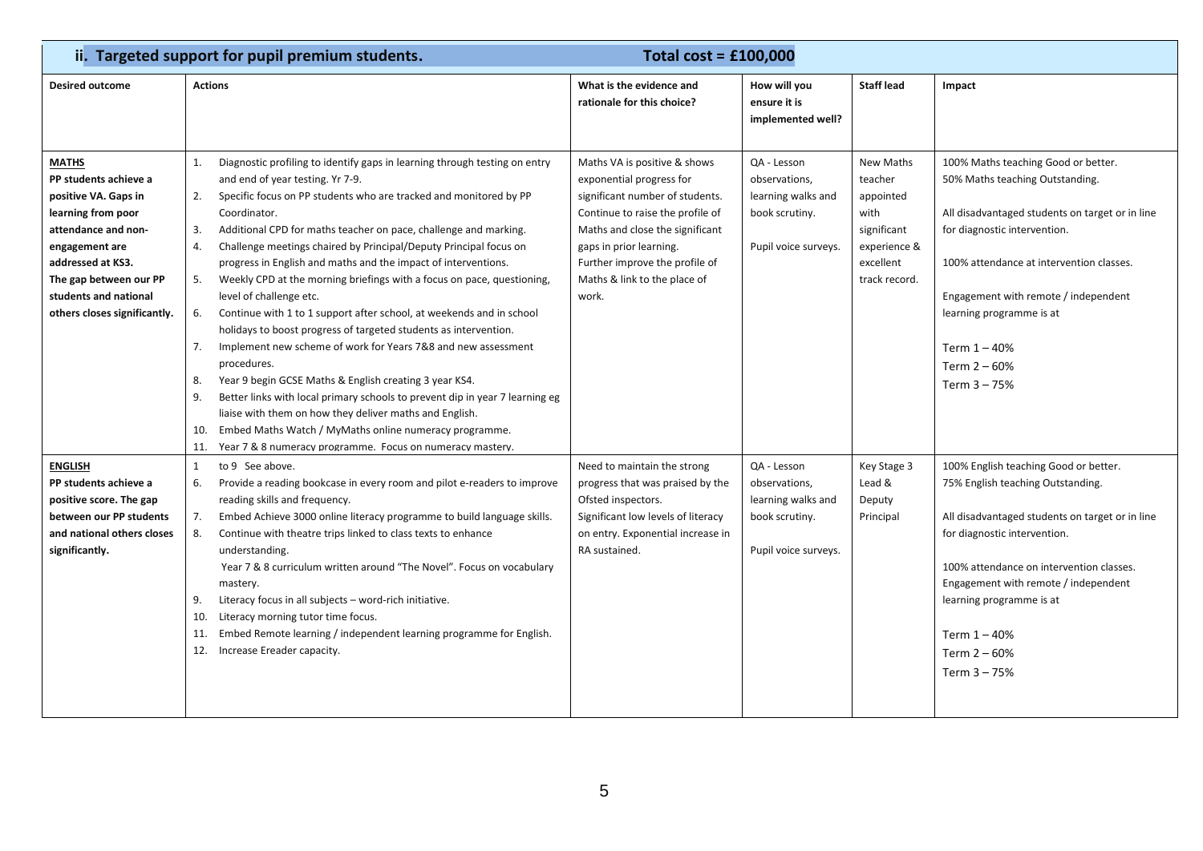| ii. Targeted support for pupil premium students. | | Total cost = £100,000 | | | |
|---|---|---|---|---|---|
| **Desired outcome** | **Actions** | **What is the evidence and rationale for this choice?** | **How will you ensure it is implemented well?** | **Staff lead** | **Impact** |
| **MATHS**<br>**PP students achieve a positive VA. Gaps in learning from poor attendance and non-engagement are addressed at KS3.**<br>**The gap between our PP students and national others closes significantly.** | 1. Diagnostic profiling to identify gaps in learning through testing on entry and end of year testing. Yr 7-9.<br>2. Specific focus on PP students who are tracked and monitored by PP Coordinator.<br>3. Additional CPD for maths teacher on pace, challenge and marking.<br>4. Challenge meetings chaired by Principal/Deputy Principal focus on progress in English and maths and the impact of interventions.<br>5. Weekly CPD at the morning briefings with a focus on pace, questioning, level of challenge etc.<br>6. Continue with 1 to 1 support after school, at weekends and in school holidays to boost progress of targeted students as intervention.<br>7. Implement new scheme of work for Years 7&8 and new assessment procedures.<br>8. Year 9 begin GCSE Maths & English creating 3 year KS4.<br>9. Better links with local primary schools to prevent dip in year 7 learning eg liaise with them on how they deliver maths and English.<br>10. Embed Maths Watch / MyMaths online numeracy programme.<br>11. Year 7 & 8 numeracy programme. Focus on numeracy mastery. | Maths VA is positive & shows exponential progress for significant number of students. Continue to raise the profile of Maths and close the significant gaps in prior learning. Further improve the profile of Maths & link to the place of work. | QA - Lesson observations, learning walks and book scrutiny.<br><br>Pupil voice surveys. | New Maths teacher appointed with significant experience & excellent track record. | 100% Maths teaching Good or better.<br>50% Maths teaching Outstanding.<br><br>All disadvantaged students on target or in line for diagnostic intervention.<br><br>100% attendance at intervention classes.<br><br>Engagement with remote / independent learning programme is at<br><br>Term 1 – 40%<br>Term 2 – 60%<br>Term 3 – 75% |
| **ENGLISH**<br>**PP students achieve a positive score. The gap between our PP students and national others closes significantly.** | 1 to 9 See above.<br>6. Provide a reading bookcase in every room and pilot e-readers to improve reading skills and frequency.<br>7. Embed Achieve 3000 online literacy programme to build language skills.<br>8. Continue with theatre trips linked to class texts to enhance understanding.<br>Year 7 & 8 curriculum written around "The Novel". Focus on vocabulary mastery.<br>9. Literacy focus in all subjects – word-rich initiative.<br>10. Literacy morning tutor time focus.<br>11. Embed Remote learning / independent learning programme for English.<br>12. Increase Ereader capacity. | Need to maintain the strong progress that was praised by the Ofsted inspectors.<br>Significant low levels of literacy on entry. Exponential increase in RA sustained. | QA - Lesson observations, learning walks and book scrutiny.<br><br>Pupil voice surveys. | Key Stage 3 Lead & Deputy Principal | 100% English teaching Good or better.<br>75% English teaching Outstanding.<br><br>All disadvantaged students on target or in line for diagnostic intervention.<br><br>100% attendance on intervention classes.<br>Engagement with remote / independent learning programme is at<br><br>Term 1 – 40%<br>Term 2 – 60%<br>Term 3 – 75% |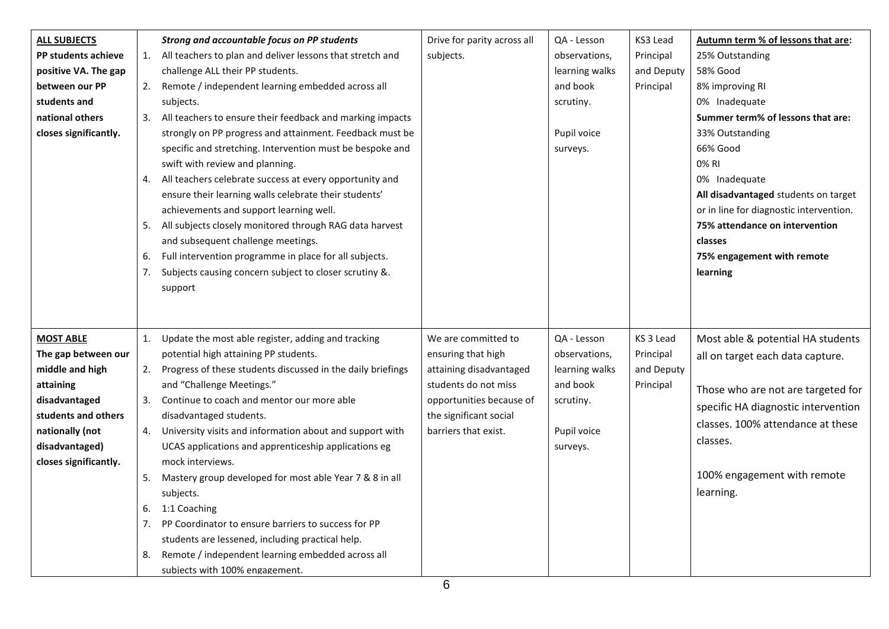| | | | | | |
|---|---|---|---|---|---|
| **ALL SUBJECTS**<br>**PP students achieve positive VA. The gap between our PP students and national others closes significantly.** | ***Strong and accountable focus on PP students***<br>1. All teachers to plan and deliver lessons that stretch and challenge ALL their PP students.<br>2. Remote / independent learning embedded across all subjects.<br>3. All teachers to ensure their feedback and marking impacts strongly on PP progress and attainment. Feedback must be specific and stretching. Intervention must be bespoke and swift with review and planning.<br>4. All teachers celebrate success at every opportunity and ensure their learning walls celebrate their students' achievements and support learning well.<br>5. All subjects closely monitored through RAG data harvest and subsequent challenge meetings.<br>6. Full intervention programme in place for all subjects.<br>7. Subjects causing concern subject to closer scrutiny &. support | Drive for parity across all subjects. | QA - Lesson observations, learning walks and book scrutiny.<br><br>Pupil voice surveys. | KS3 Lead Principal and Deputy Principal | **Autumn term % of lessons that are:**<br>25% Outstanding<br>58% Good<br>8% improving RI<br>0% Inadequate<br>**Summer term% of lessons that are:**<br>33% Outstanding<br>66% Good<br>0% RI<br>0% Inadequate<br>**All disadvantaged** students on target or in line for diagnostic intervention.<br>**75% attendance on intervention classes**<br>**75% engagement with remote learning** |
| **MOST ABLE**<br>**The gap between our middle and high attaining disadvantaged students and others nationally (not disadvantaged) closes significantly.** | 1. Update the most able register, adding and tracking potential high attaining PP students.<br>2. Progress of these students discussed in the daily briefings and "Challenge Meetings."<br>3. Continue to coach and mentor our more able disadvantaged students.<br>4. University visits and information about and support with UCAS applications and apprenticeship applications eg mock interviews.<br>5. Mastery group developed for most able Year 7 & 8 in all subjects.<br>6. 1:1 Coaching<br>7. PP Coordinator to ensure barriers to success for PP students are lessened, including practical help.<br>8. Remote / independent learning embedded across all subjects with 100% engagement. | We are committed to ensuring that high attaining disadvantaged students do not miss opportunities because of the significant social barriers that exist. | QA - Lesson observations, learning walks and book scrutiny.<br><br>Pupil voice surveys. | KS 3 Lead Principal and Deputy Principal | Most able & potential HA students all on target each data capture.<br><br>Those who are not are targeted for specific HA diagnostic intervention classes. 100% attendance at these classes.<br><br>100% engagement with remote learning. |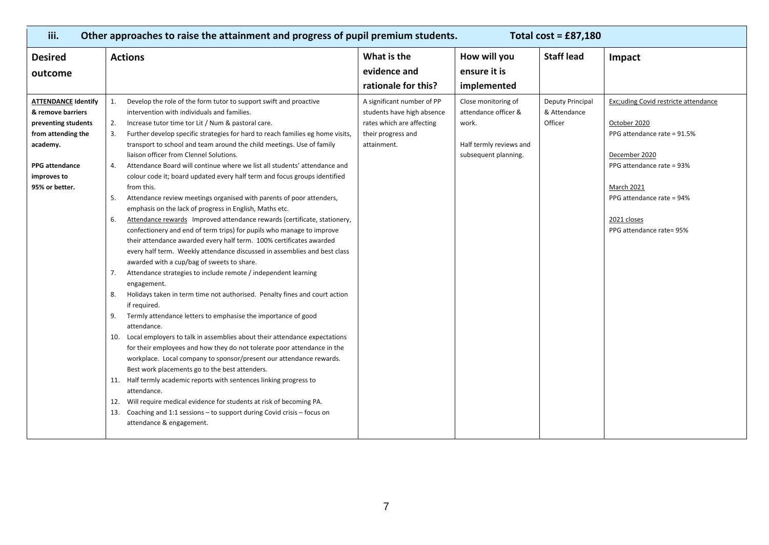| iii. Other approaches to raise the attainment and progress of pupil premium students. Total cost = £87,180 | | | | | |
|---|---|---|---|---|---|
| **Desired outcome** | **Actions** | **What is the evidence and rationale for this?** | **How will you ensure it is implemented** | **Staff lead** | **Impact** |
| **ATTENDANCE Identify & remove barriers preventing students from attending the academy.**<br><br>**PPG attendance improves to 95% or better.** | 1. Develop the role of the form tutor to support swift and proactive intervention with individuals and families.<br>2. Increase tutor time tor Lit / Num & pastoral care.<br>3. Further develop specific strategies for hard to reach families eg home visits, transport to school and team around the child meetings. Use of family liaison officer from Clennel Solutions.<br>4. Attendance Board will continue where we list all students' attendance and colour code it; board updated every half term and focus groups identified from this.<br>5. Attendance review meetings organised with parents of poor attenders, emphasis on the lack of progress in English, Maths etc.<br>6. Attendance rewards Improved attendance rewards (certificate, stationery, confectionery and end of term trips) for pupils who manage to improve their attendance awarded every half term. 100% certificates awarded every half term. Weekly attendance discussed in assemblies and best class awarded with a cup/bag of sweets to share.<br>7. Attendance strategies to include remote / independent learning engagement.<br>8. Holidays taken in term time not authorised. Penalty fines and court action if required.<br>9. Termly attendance letters to emphasise the importance of good attendance.<br>10. Local employers to talk in assemblies about their attendance expectations for their employees and how they do not tolerate poor attendance in the workplace. Local company to sponsor/present our attendance rewards. Best work placements go to the best attenders.<br>11. Half termly academic reports with sentences linking progress to attendance.<br>12. Will require medical evidence for students at risk of becoming PA.<br>13. Coaching and 1:1 sessions – to support during Covid crisis – focus on attendance & engagement. | A significant number of PP students have high absence rates which are affecting their progress and attainment. | Close monitoring of attendance officer & work.<br><br>Half termly reviews and subsequent planning. | Deputy Principal & Attendance Officer | Exc;uding Covid restricte attendance<br><br>October 2020<br>PPG attendance rate = 91.5%<br><br>December 2020<br>PPG attendance rate = 93%<br><br>March 2021<br>PPG attendance rate = 94%<br><br>2021 closes<br>PPG attendance rate= 95% |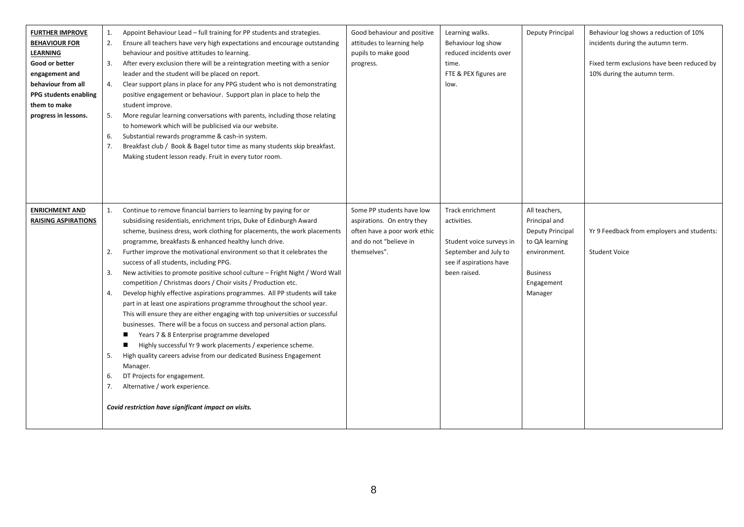| | | | | | |
|---|---|---|---|---|---|
| **FURTHER IMPROVE BEHAVIOUR FOR LEARNING** Good or better engagement and behaviour from all PPG students enabling them to make progress in lessons. | 1. Appoint Behaviour Lead – full training for PP students and strategies.<br>2. Ensure all teachers have very high expectations and encourage outstanding behaviour and positive attitudes to learning.<br>3. After every exclusion there will be a reintegration meeting with a senior leader and the student will be placed on report.<br>4. Clear support plans in place for any PPG student who is not demonstrating positive engagement or behaviour. Support plan in place to help the student improve.<br>5. More regular learning conversations with parents, including those relating to homework which will be publicised via our website.<br>6. Substantial rewards programme & cash-in system.<br>7. Breakfast club / Book & Bagel tutor time as many students skip breakfast. Making student lesson ready. Fruit in every tutor room. | Good behaviour and positive attitudes to learning help pupils to make good progress. | Learning walks.<br>Behaviour log show reduced incidents over time.<br>FTE & PEX figures are low. | Deputy Principal | Behaviour log shows a reduction of 10% incidents during the autumn term.<br><br>Fixed term exclusions have been reduced by 10% during the autumn term. |
| **ENRICHMENT AND RAISING ASPIRATIONS** | 1. Continue to remove financial barriers to learning by paying for or subsidising residentials, enrichment trips, Duke of Edinburgh Award scheme, business dress, work clothing for placements, the work placements programme, breakfasts & enhanced healthy lunch drive.<br>2. Further improve the motivational environment so that it celebrates the success of all students, including PPG.<br>3. New activities to promote positive school culture – Fright Night / Word Wall competition / Christmas doors / Choir visits / Production etc.<br>4. Develop highly effective aspirations programmes. All PP students will take part in at least one aspirations programme throughout the school year. This will ensure they are either engaging with top universities or successful businesses. There will be a focus on success and personal action plans.<br>- Years 7 & 8 Enterprise programme developed<br>- Highly successful Yr 9 work placements / experience scheme.<br>5. High quality careers advise from our dedicated Business Engagement Manager.<br>6. DT Projects for engagement.<br>7. Alternative / work experience.<br><br>*Covid restriction have significant impact on visits.* | Some PP students have low aspirations. On entry they often have a poor work ethic and do not "believe in themselves". | Track enrichment activities.<br><br>Student voice surveys in September and July to see if aspirations have been raised. | All teachers, Principal and Deputy Principal to QA learning environment.<br><br>Business Engagement Manager | Yr 9 Feedback from employers and students:<br><br>Student Voice |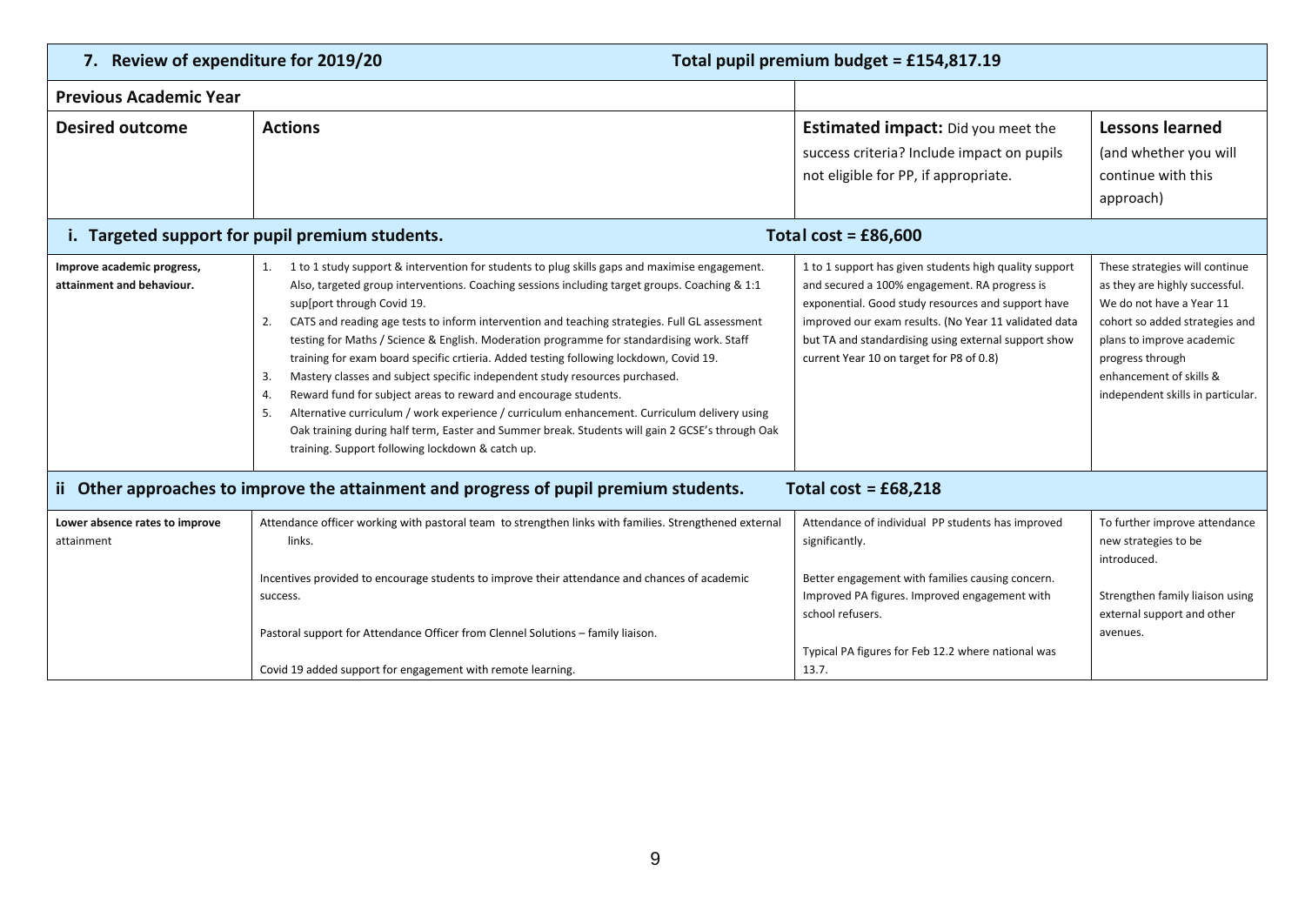| 7. Review of expenditure for 2019/20 | | Total pupil premium budget = £154,817.19 | |
|---|---|---|---|
| **Previous Academic Year** | | | |
| **Desired outcome** | **Actions** | **Estimated impact:** Did you meet the success criteria? Include impact on pupils not eligible for PP, if appropriate. | **Lessons learned** (and whether you will continue with this approach) |
| **i. Targeted support for pupil premium students.** | | **Total cost = £86,600** | |
| **Improve academic progress, attainment and behaviour.** | 1. 1 to 1 study support & intervention for students to plug skills gaps and maximise engagement. Also, targeted group interventions. Coaching sessions including target groups. Coaching & 1:1 sup[port through Covid 19.<br>2. CATS and reading age tests to inform intervention and teaching strategies. Full GL assessment testing for Maths / Science & English. Moderation programme for standardising work. Staff training for exam board specific crtieria. Added testing following lockdown, Covid 19.<br>3. Mastery classes and subject specific independent study resources purchased.<br>4. Reward fund for subject areas to reward and encourage students.<br>5. Alternative curriculum / work experience / curriculum enhancement. Curriculum delivery using Oak training during half term, Easter and Summer break. Students will gain 2 GCSE's through Oak training. Support following lockdown & catch up. | 1 to 1 support has given students high quality support and secured a 100% engagement. RA progress is exponential. Good study resources and support have improved our exam results. (No Year 11 validated data but TA and standardising using external support show current Year 10 on target for P8 of 0.8) | These strategies will continue as they are highly successful. We do not have a Year 11 cohort so added strategies and plans to improve academic progress through enhancement of skills & independent skills in particular. |
| **ii Other approaches to improve the attainment and progress of pupil premium students.** | | **Total cost = £68,218** | |
| **Lower absence rates to improve attainment** | Attendance officer working with pastoral team to strengthen links with families. Strengthened external links.<br><br>Incentives provided to encourage students to improve their attendance and chances of academic success.<br><br>Pastoral support for Attendance Officer from Clennel Solutions – family liaison.<br><br>Covid 19 added support for engagement with remote learning. | Attendance of individual PP students has improved significantly.<br><br>Better engagement with families causing concern. Improved PA figures. Improved engagement with school refusers.<br><br>Typical PA figures for Feb 12.2 where national was 13.7. | To further improve attendance new strategies to be introduced.<br><br>Strengthen family liaison using external support and other avenues. |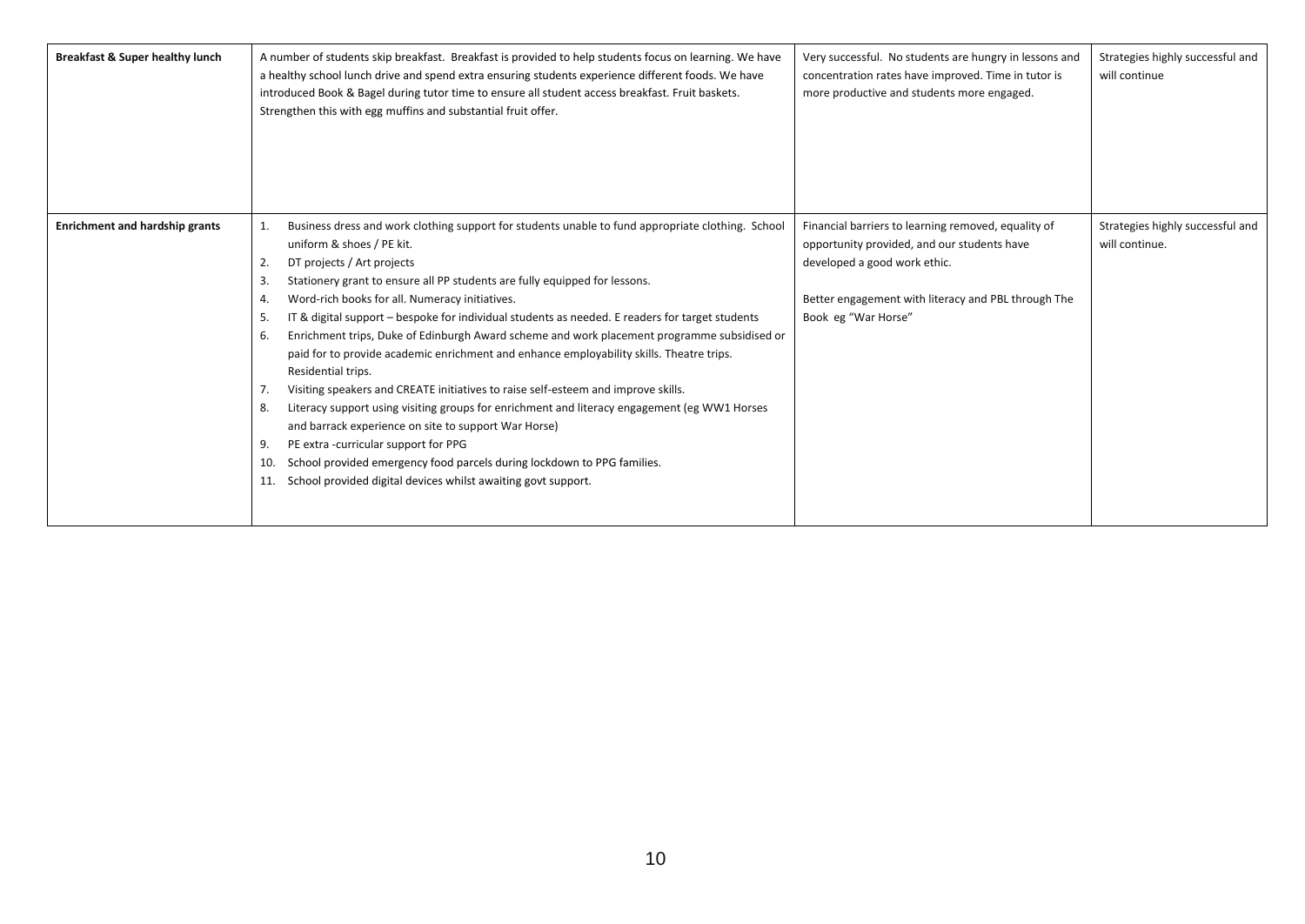| | | | |
|---|---|---|---|
| **Breakfast & Super healthy lunch** | A number of students skip breakfast. Breakfast is provided to help students focus on learning. We have a healthy school lunch drive and spend extra ensuring students experience different foods. We have introduced Book & Bagel during tutor time to ensure all student access breakfast. Fruit baskets. Strengthen this with egg muffins and substantial fruit offer. | Very successful. No students are hungry in lessons and concentration rates have improved. Time in tutor is more productive and students more engaged. | Strategies highly successful and will continue |
| **Enrichment and hardship grants** | 1. Business dress and work clothing support for students unable to fund appropriate clothing. School uniform & shoes / PE kit.<br>2. DT projects / Art projects<br>3. Stationery grant to ensure all PP students are fully equipped for lessons.<br>4. Word-rich books for all. Numeracy initiatives.<br>5. IT & digital support – bespoke for individual students as needed. E readers for target students<br>6. Enrichment trips, Duke of Edinburgh Award scheme and work placement programme subsidised or paid for to provide academic enrichment and enhance employability skills. Theatre trips. Residential trips.<br>7. Visiting speakers and CREATE initiatives to raise self-esteem and improve skills.<br>8. Literacy support using visiting groups for enrichment and literacy engagement (eg WW1 Horses and barrack experience on site to support War Horse)<br>9. PE extra -curricular support for PPG<br>10. School provided emergency food parcels during lockdown to PPG families.<br>11. School provided digital devices whilst awaiting govt support. | Financial barriers to learning removed, equality of opportunity provided, and our students have developed a good work ethic.<br><br>Better engagement with literacy and PBL through The Book eg "War Horse" | Strategies highly successful and will continue. |